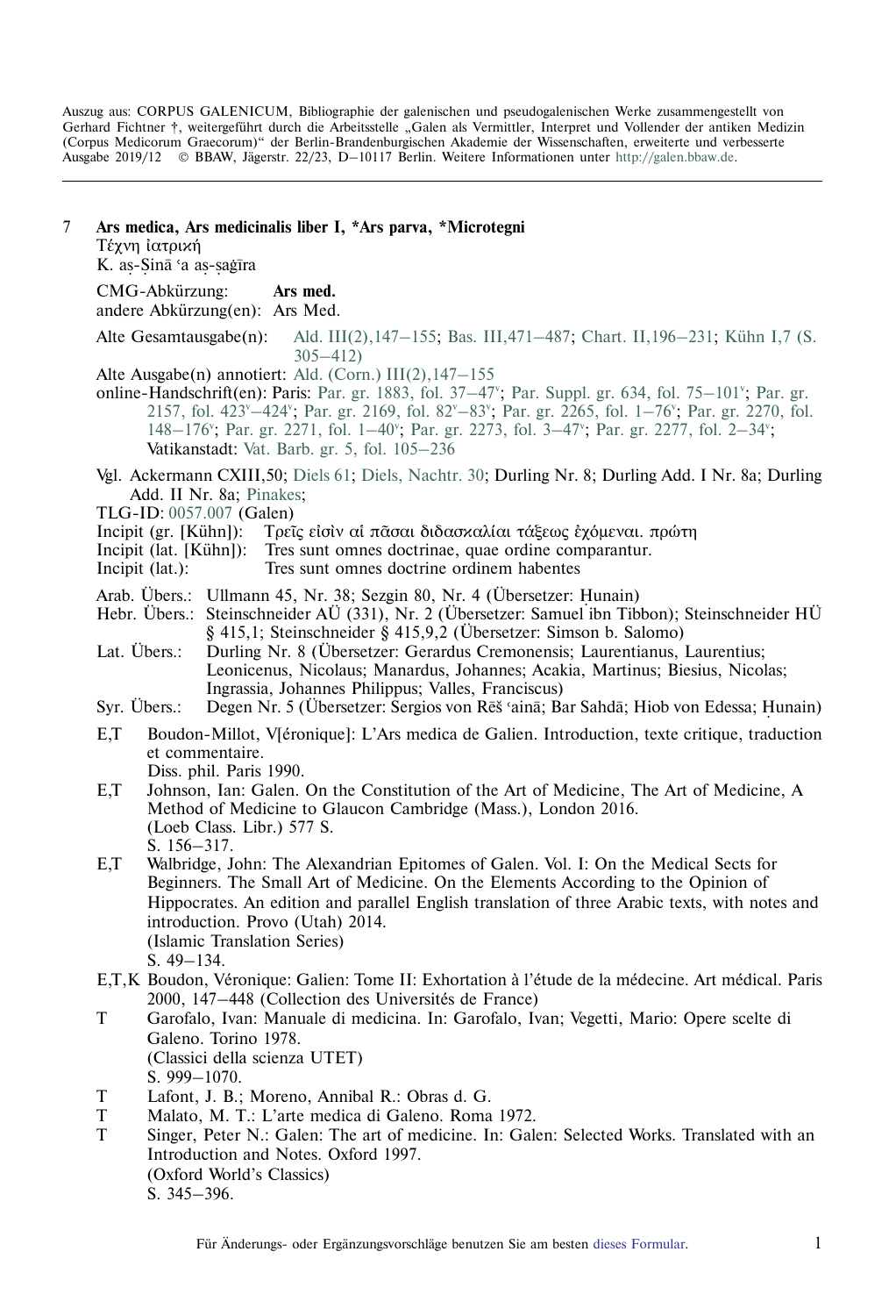Auszug aus: CORPUS GALENICUM, Bibliographie der galenischen und pseudogalenischen Werke zusammengestellt von Gerhard Fichtner †, weitergeführt durch die Arbeitsstelle „Galen als Vermittler, Interpret und Vollender der antiken Medizin (Corpus Medicorum Graecorum)“ der Berlin-Brandenburgischen Akademie der Wissenschaften, erweiterte und verbesserte Ausgabe 2019/12 © BBAW, Jägerstr. 22/23, D–10117 Berlin. Weitere Informationen unter http://galen.bbaw.de.

---

7 **Ars medica, Ars medicinalis liber I, *Ars parva, *Microtegni**
Τέχνη ἰατρική
K. aṣ-Ṣinā ʿa aṣ-ṣaġīra

CMG-Abkürzung: **Ars med.**
andere Abkürzung(en): Ars Med.

Alte Gesamtausgabe(n): Ald. III(2),147–155; Bas. III,471–487; Chart. II,196–231; Kühn I,7 (S. 305–412)

Alte Ausgabe(n) annotiert: Ald. (Corn.) III(2),147–155

online-Handschrift(en): Paris: Par. gr. 1883, fol. 37–47v; Par. Suppl. gr. 634, fol. 75–101v; Par. gr. 2157, fol. 423v–424v; Par. gr. 2169, fol. 82v–83v; Par. gr. 2265, fol. 1–76v; Par. gr. 2270, fol. 148–176v; Par. gr. 2271, fol. 1–40v; Par. gr. 2273, fol. 3–47v; Par. gr. 2277, fol. 2–34v; Vatikanstadt: Vat. Barb. gr. 5, fol. 105–236

Vgl. Ackermann CXIII,50; Diels 61; Diels, Nachtr. 30; Durling Nr. 8; Durling Add. I Nr. 8a; Durling Add. II Nr. 8a; Pinakes;

TLG-ID: 0057.007 (Galen)

Incipit (gr. [Kühn]): Τρεῖς εἰσὶν αἱ πᾶσαι διδασκαλίαι τάξεως ἐχόμεναι. πρώτη

Incipit (lat. [Kühn]): Tres sunt omnes doctrinae, quae ordine comparantur.

Incipit (lat.): Tres sunt omnes doctrine ordinem habentes

Arab. Übers.: Ullmann 45, Nr. 38; Sezgin 80, Nr. 4 (Übersetzer: Ḥunain)

Hebr. Übers.: Steinschneider AÜ (331), Nr. 2 (Übersetzer: Samuel ibn Tibbon); Steinschneider HÜ § 415,1; Steinschneider § 415,9,2 (Übersetzer: Simson b. Salomo)

Lat. Übers.: Durling Nr. 8 (Übersetzer: Gerardus Cremonensis; Laurentianus, Laurentius; Leonicenus, Nicolaus; Manardus, Johannes; Acakia, Martinus; Biesius, Nicolas; Ingrassia, Johannes Philippus; Valles, Franciscus)

Syr. Übers.: Degen Nr. 5 (Übersetzer: Sergios von Rēš ʿainā; Bar Sahdā; Hiob von Edessa; Ḥunain)

E,T Boudon-Millot, V[éronique]: L’Ars medica de Galien. Introduction, texte critique, traduction et commentaire.
Diss. phil. Paris 1990.

E,T Johnson, Ian: Galen. On the Constitution of the Art of Medicine, The Art of Medicine, A Method of Medicine to Glaucon Cambridge (Mass.), London 2016.
(Loeb Class. Libr.) 577 S.
S. 156–317.

E,T Walbridge, John: The Alexandrian Epitomes of Galen. Vol. I: On the Medical Sects for Beginners. The Small Art of Medicine. On the Elements According to the Opinion of Hippocrates. An edition and parallel English translation of three Arabic texts, with notes and introduction. Provo (Utah) 2014.
(Islamic Translation Series)
S. 49–134.

E,T,K Boudon, Véronique: Galien: Tome II: Exhortation à l’étude de la médecine. Art médical. Paris 2000, 147–448 (Collection des Universités de France)

T Garofalo, Ivan: Manuale di medicina. In: Garofalo, Ivan; Vegetti, Mario: Opere scelte di Galeno. Torino 1978.
(Classici della scienza UTET)
S. 999–1070.

T Lafont, J. B.; Moreno, Annibal R.: Obras d. G.

T Malato, M. T.: L’arte medica di Galeno. Roma 1972.

T Singer, Peter N.: Galen: The art of medicine. In: Galen: Selected Works. Translated with an Introduction and Notes. Oxford 1997.
(Oxford World’s Classics)
S. 345–396.

Für Änderungs- oder Ergänzungsvorschläge benutzen Sie am besten dieses Formular.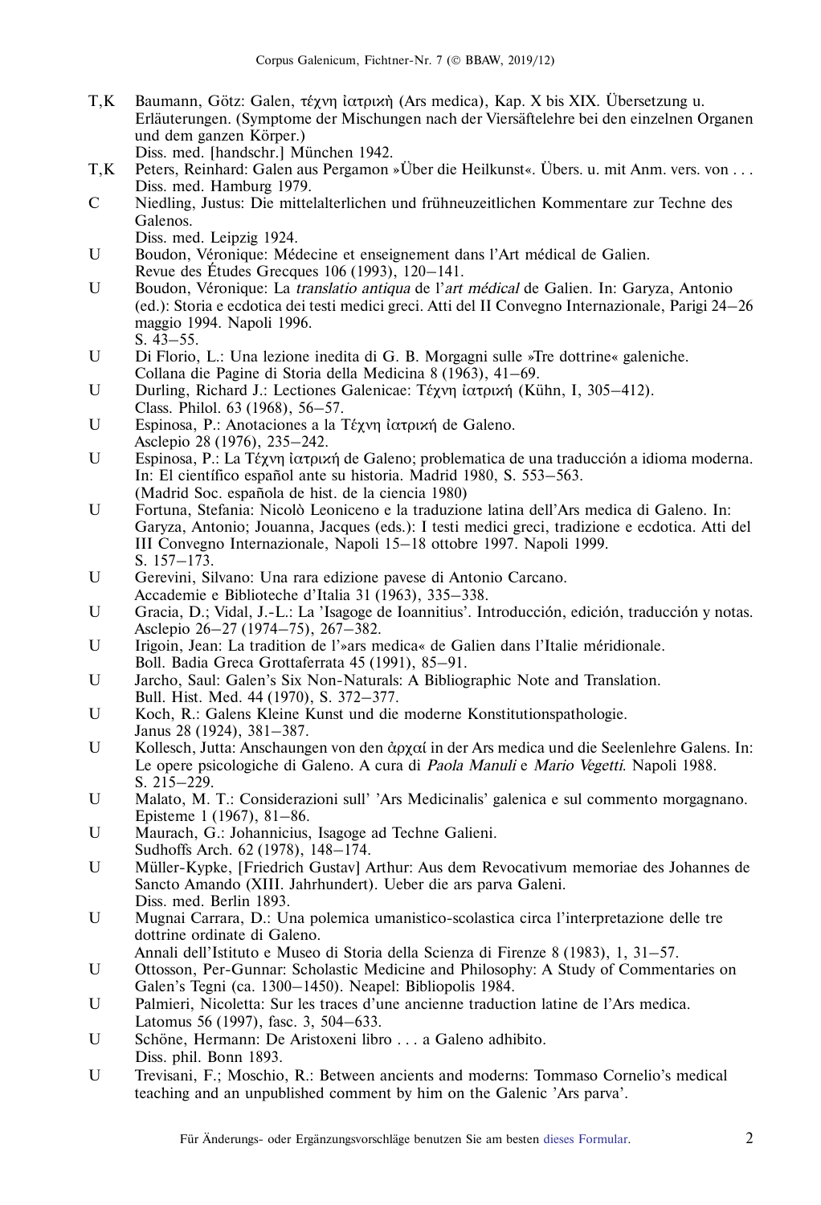T,K Baumann, Götz: Galen, τέχνη ἰατρική (Ars medica), Kap. X bis XIX. Übersetzung u. Erläuterungen. (Symptome der Mischungen nach der Viersäftelehre bei den einzelnen Organen und dem ganzen Körper.)
Diss. med. [handschr.] München 1942.

T,K Peters, Reinhard: Galen aus Pergamon »Über die Heilkunst«. Übers. u. mit Anm. vers. von . . .
Diss. med. Hamburg 1979.

C Niedling, Justus: Die mittelalterlichen und frühneuzeitlichen Kommentare zur Techne des Galenos.
Diss. med. Leipzig 1924.

U Boudon, Véronique: Médecine et enseignement dans l'Art médical de Galien.
Revue des Études Grecques 106 (1993), 120–141.

U Boudon, Véronique: La *translatio antiqua* de l'*art médical* de Galien. In: Garyza, Antonio (ed.): Storia e ecdotica dei testi medici greci. Atti del II Convegno Internazionale, Parigi 24–26 maggio 1994. Napoli 1996.
S. 43–55.

U Di Florio, L.: Una lezione inedita di G. B. Morgagni sulle »Tre dottrine« galeniche.
Collana die Pagine di Storia della Medicina 8 (1963), 41–69.

U Durling, Richard J.: Lectiones Galenicae: Τέχνη ἰατρική (Kühn, I, 305–412).
Class. Philol. 63 (1968), 56–57.

U Espinosa, P.: Anotaciones a la Τέχνη ἰατρική de Galeno.
Asclepio 28 (1976), 235–242.

U Espinosa, P.: La Τέχνη ἰατρική de Galeno; problematica de una traducción a idioma moderna. In: El científico español ante su historia. Madrid 1980, S. 553–563.
(Madrid Soc. española de hist. de la ciencia 1980)

U Fortuna, Stefania: Nicolò Leoniceno e la traduzione latina dell'Ars medica di Galeno. In: Garyza, Antonio; Jouanna, Jacques (eds.): I testi medici greci, tradizione e ecdotica. Atti del III Convegno Internazionale, Napoli 15–18 ottobre 1997. Napoli 1999.
S. 157–173.

U Gerevini, Silvano: Una rara edizione pavese di Antonio Carcano.
Accademie e Biblioteche d'Italia 31 (1963), 335–338.

U Gracia, D.; Vidal, J.-L.: La 'Isagoge de Ioannitius'. Introducción, edición, traducción y notas.
Asclepio 26–27 (1974–75), 267–382.

U Irigoin, Jean: La tradition de l'»ars medica« de Galien dans l'Italie méridionale.
Boll. Badia Greca Grottaferrata 45 (1991), 85–91.

U Jarcho, Saul: Galen's Six Non-Naturals: A Bibliographic Note and Translation.
Bull. Hist. Med. 44 (1970), S. 372–377.

U Koch, R.: Galens Kleine Kunst und die moderne Konstitutionspathologie.
Janus 28 (1924), 381–387.

U Kollesch, Jutta: Anschauungen von den ἀρχαί in der Ars medica und die Seelenlehre Galens. In: Le opere psicologiche di Galeno. A cura di *Paola Manuli* e *Mario Vegetti*. Napoli 1988.
S. 215–229.

U Malato, M. T.: Considerazioni sull' 'Ars Medicinalis' galenica e sul commento morgagnano.
Episteme 1 (1967), 81–86.

U Maurach, G.: Johannicius, Isagoge ad Techne Galieni.
Sudhoffs Arch. 62 (1978), 148–174.

U Müller-Kypke, [Friedrich Gustav] Arthur: Aus dem Revocativum memoriae des Johannes de Sancto Amando (XIII. Jahrhundert). Ueber die ars parva Galeni.
Diss. med. Berlin 1893.

U Mugnai Carrara, D.: Una polemica umanistico-scolastica circa l'interpretazione delle tre dottrine ordinate di Galeno.
Annali dell'Istituto e Museo di Storia della Scienza di Firenze 8 (1983), 1, 31–57.

U Ottosson, Per-Gunnar: Scholastic Medicine and Philosophy: A Study of Commentaries on Galen's Tegni (ca. 1300–1450). Neapel: Bibliopolis 1984.

U Palmieri, Nicoletta: Sur les traces d'une ancienne traduction latine de l'Ars medica.
Latomus 56 (1997), fasc. 3, 504–633.

U Schöne, Hermann: De Aristoxeni libro . . . a Galeno adhibito.
Diss. phil. Bonn 1893.

U Trevisani, F.; Moschio, R.: Between ancients and moderns: Tommaso Cornelio's medical teaching and an unpublished comment by him on the Galenic 'Ars parva'.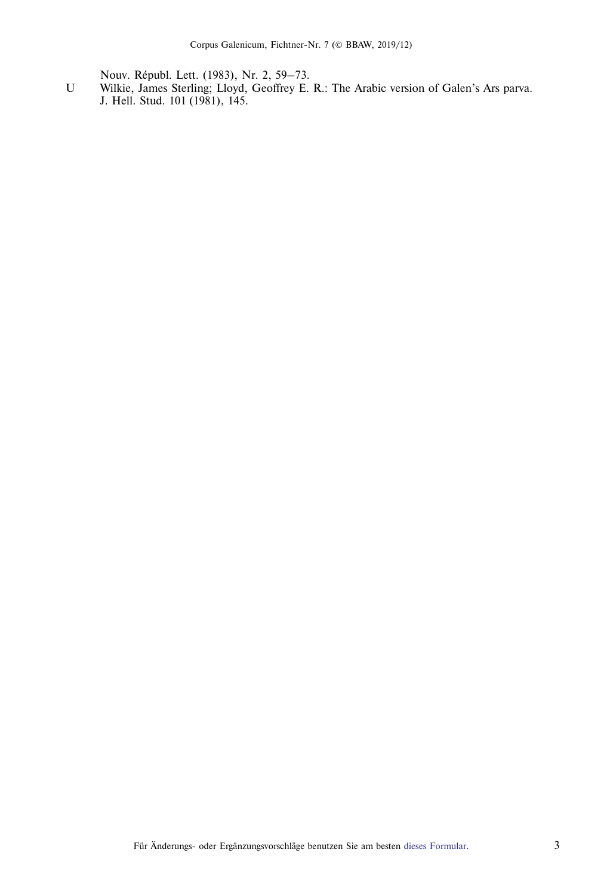Nouv. Républ. Lett. (1983), Nr. 2, 59–73.

U Wilkie, James Sterling; Lloyd, Geoffrey E. R.: The Arabic version of Galen's Ars parva. J. Hell. Stud. 101 (1981), 145.